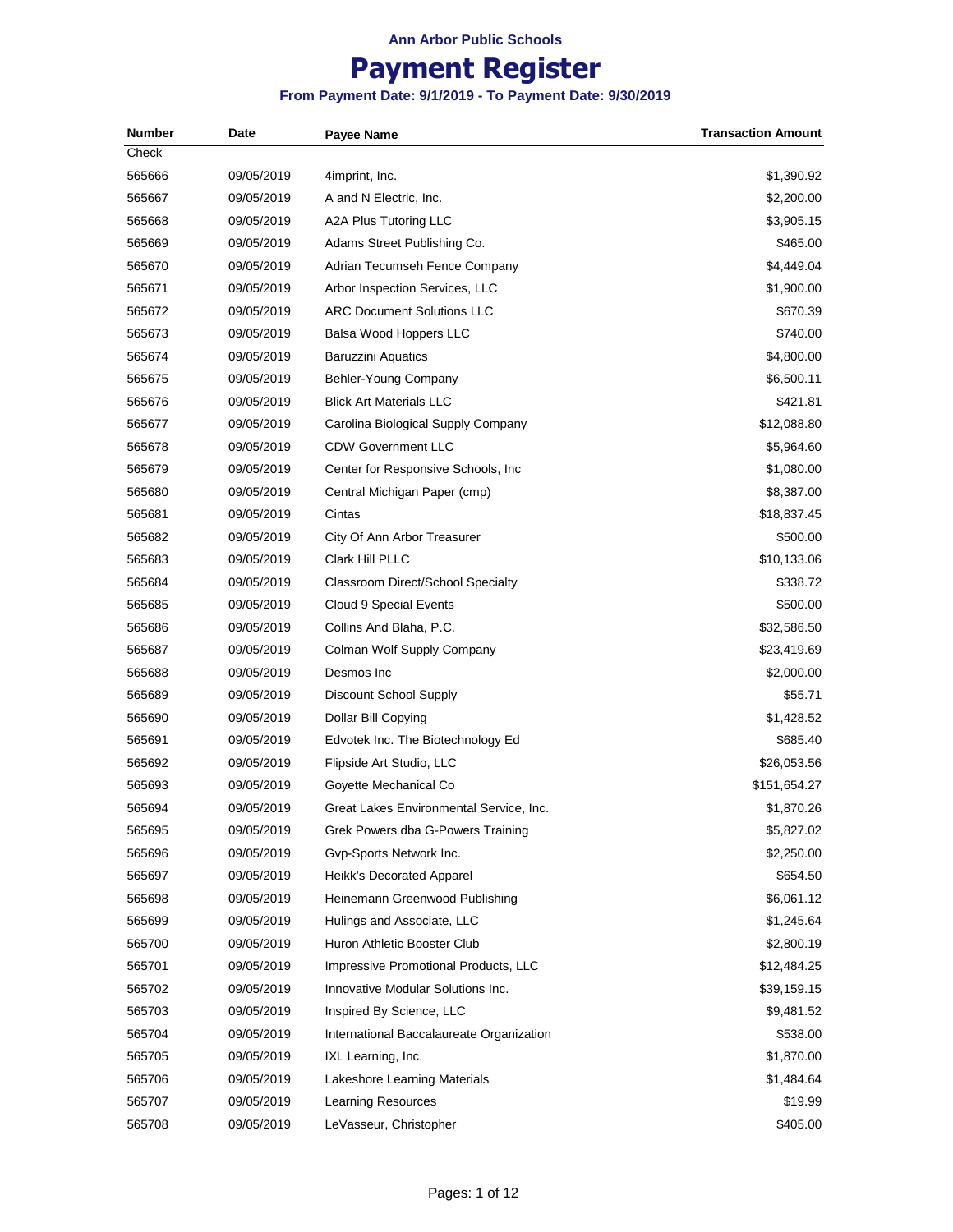Ann Arbor Public Schools

# Payment Register

**From Payment Date: 9/1/2019 - To Payment Date: 9/30/2019**

| Number | Date | Payee Name | Transaction Amount |
|---|---|---|---|
| Check | | | |
| 565666 | 09/05/2019 | 4imprint, Inc. | $1,390.92 |
| 565667 | 09/05/2019 | A and N Electric, Inc. | $2,200.00 |
| 565668 | 09/05/2019 | A2A Plus Tutoring LLC | $3,905.15 |
| 565669 | 09/05/2019 | Adams Street Publishing Co. | $465.00 |
| 565670 | 09/05/2019 | Adrian Tecumseh Fence Company | $4,449.04 |
| 565671 | 09/05/2019 | Arbor Inspection Services, LLC | $1,900.00 |
| 565672 | 09/05/2019 | ARC Document Solutions LLC | $670.39 |
| 565673 | 09/05/2019 | Balsa Wood Hoppers LLC | $740.00 |
| 565674 | 09/05/2019 | Baruzzini Aquatics | $4,800.00 |
| 565675 | 09/05/2019 | Behler-Young Company | $6,500.11 |
| 565676 | 09/05/2019 | Blick Art Materials LLC | $421.81 |
| 565677 | 09/05/2019 | Carolina Biological Supply Company | $12,088.80 |
| 565678 | 09/05/2019 | CDW Government LLC | $5,964.60 |
| 565679 | 09/05/2019 | Center for Responsive Schools, Inc | $1,080.00 |
| 565680 | 09/05/2019 | Central Michigan Paper (cmp) | $8,387.00 |
| 565681 | 09/05/2019 | Cintas | $18,837.45 |
| 565682 | 09/05/2019 | City Of Ann Arbor Treasurer | $500.00 |
| 565683 | 09/05/2019 | Clark Hill PLLC | $10,133.06 |
| 565684 | 09/05/2019 | Classroom Direct/School Specialty | $338.72 |
| 565685 | 09/05/2019 | Cloud 9 Special Events | $500.00 |
| 565686 | 09/05/2019 | Collins And Blaha, P.C. | $32,586.50 |
| 565687 | 09/05/2019 | Colman Wolf Supply Company | $23,419.69 |
| 565688 | 09/05/2019 | Desmos Inc | $2,000.00 |
| 565689 | 09/05/2019 | Discount School Supply | $55.71 |
| 565690 | 09/05/2019 | Dollar Bill Copying | $1,428.52 |
| 565691 | 09/05/2019 | Edvotek Inc. The Biotechnology Ed | $685.40 |
| 565692 | 09/05/2019 | Flipside Art Studio, LLC | $26,053.56 |
| 565693 | 09/05/2019 | Goyette Mechanical Co | $151,654.27 |
| 565694 | 09/05/2019 | Great Lakes Environmental Service, Inc. | $1,870.26 |
| 565695 | 09/05/2019 | Grek Powers dba G-Powers Training | $5,827.02 |
| 565696 | 09/05/2019 | Gvp-Sports Network Inc. | $2,250.00 |
| 565697 | 09/05/2019 | Heikk's Decorated Apparel | $654.50 |
| 565698 | 09/05/2019 | Heinemann Greenwood Publishing | $6,061.12 |
| 565699 | 09/05/2019 | Hulings and Associate, LLC | $1,245.64 |
| 565700 | 09/05/2019 | Huron Athletic Booster Club | $2,800.19 |
| 565701 | 09/05/2019 | Impressive Promotional Products, LLC | $12,484.25 |
| 565702 | 09/05/2019 | Innovative Modular Solutions Inc. | $39,159.15 |
| 565703 | 09/05/2019 | Inspired By Science, LLC | $9,481.52 |
| 565704 | 09/05/2019 | International Baccalaureate Organization | $538.00 |
| 565705 | 09/05/2019 | IXL Learning, Inc. | $1,870.00 |
| 565706 | 09/05/2019 | Lakeshore Learning Materials | $1,484.64 |
| 565707 | 09/05/2019 | Learning Resources | $19.99 |
| 565708 | 09/05/2019 | LeVasseur, Christopher | $405.00 |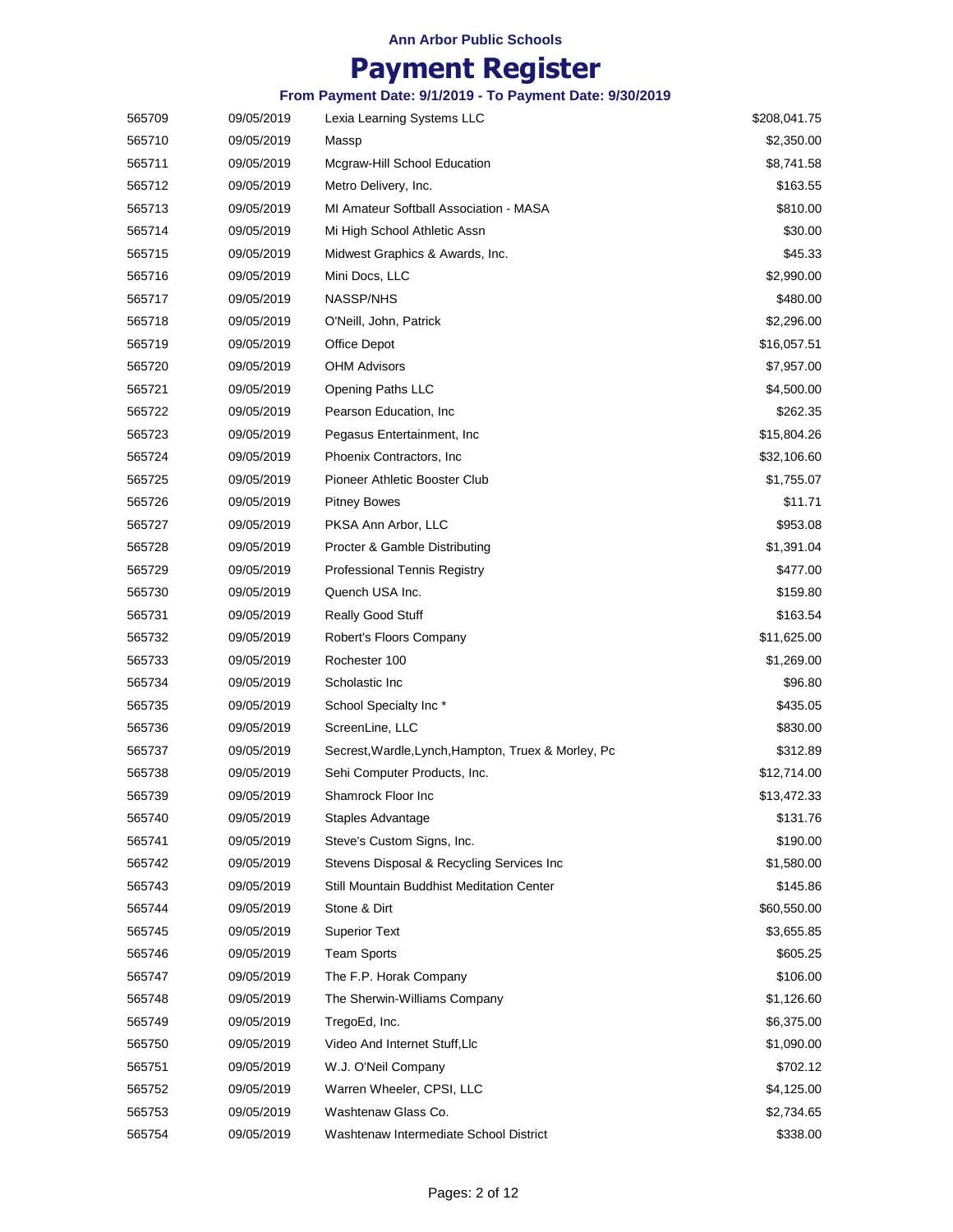Ann Arbor Public Schools

# Payment Register

### From Payment Date: 9/1/2019 - To Payment Date: 9/30/2019

| | | | |
|---|---|---|---|
| 565709 | 09/05/2019 | Lexia Learning Systems LLC | $208,041.75 |
| 565710 | 09/05/2019 | Massp | $2,350.00 |
| 565711 | 09/05/2019 | Mcgraw-Hill School Education | $8,741.58 |
| 565712 | 09/05/2019 | Metro Delivery, Inc. | $163.55 |
| 565713 | 09/05/2019 | MI Amateur Softball Association - MASA | $810.00 |
| 565714 | 09/05/2019 | Mi High School Athletic Assn | $30.00 |
| 565715 | 09/05/2019 | Midwest Graphics & Awards, Inc. | $45.33 |
| 565716 | 09/05/2019 | Mini Docs, LLC | $2,990.00 |
| 565717 | 09/05/2019 | NASSP/NHS | $480.00 |
| 565718 | 09/05/2019 | O'Neill, John, Patrick | $2,296.00 |
| 565719 | 09/05/2019 | Office Depot | $16,057.51 |
| 565720 | 09/05/2019 | OHM Advisors | $7,957.00 |
| 565721 | 09/05/2019 | Opening Paths LLC | $4,500.00 |
| 565722 | 09/05/2019 | Pearson Education, Inc | $262.35 |
| 565723 | 09/05/2019 | Pegasus Entertainment, Inc | $15,804.26 |
| 565724 | 09/05/2019 | Phoenix Contractors, Inc | $32,106.60 |
| 565725 | 09/05/2019 | Pioneer Athletic Booster Club | $1,755.07 |
| 565726 | 09/05/2019 | Pitney Bowes | $11.71 |
| 565727 | 09/05/2019 | PKSA Ann Arbor, LLC | $953.08 |
| 565728 | 09/05/2019 | Procter & Gamble Distributing | $1,391.04 |
| 565729 | 09/05/2019 | Professional Tennis Registry | $477.00 |
| 565730 | 09/05/2019 | Quench USA Inc. | $159.80 |
| 565731 | 09/05/2019 | Really Good Stuff | $163.54 |
| 565732 | 09/05/2019 | Robert's Floors Company | $11,625.00 |
| 565733 | 09/05/2019 | Rochester 100 | $1,269.00 |
| 565734 | 09/05/2019 | Scholastic Inc | $96.80 |
| 565735 | 09/05/2019 | School Specialty Inc * | $435.05 |
| 565736 | 09/05/2019 | ScreenLine, LLC | $830.00 |
| 565737 | 09/05/2019 | Secrest,Wardle,Lynch,Hampton, Truex & Morley, Pc | $312.89 |
| 565738 | 09/05/2019 | Sehi Computer Products, Inc. | $12,714.00 |
| 565739 | 09/05/2019 | Shamrock Floor Inc | $13,472.33 |
| 565740 | 09/05/2019 | Staples Advantage | $131.76 |
| 565741 | 09/05/2019 | Steve's Custom Signs, Inc. | $190.00 |
| 565742 | 09/05/2019 | Stevens Disposal & Recycling Services Inc | $1,580.00 |
| 565743 | 09/05/2019 | Still Mountain Buddhist Meditation Center | $145.86 |
| 565744 | 09/05/2019 | Stone & Dirt | $60,550.00 |
| 565745 | 09/05/2019 | Superior Text | $3,655.85 |
| 565746 | 09/05/2019 | Team Sports | $605.25 |
| 565747 | 09/05/2019 | The F.P. Horak Company | $106.00 |
| 565748 | 09/05/2019 | The Sherwin-Williams Company | $1,126.60 |
| 565749 | 09/05/2019 | TregoEd, Inc. | $6,375.00 |
| 565750 | 09/05/2019 | Video And Internet Stuff,Llc | $1,090.00 |
| 565751 | 09/05/2019 | W.J. O'Neil Company | $702.12 |
| 565752 | 09/05/2019 | Warren Wheeler, CPSI, LLC | $4,125.00 |
| 565753 | 09/05/2019 | Washtenaw Glass Co. | $2,734.65 |
| 565754 | 09/05/2019 | Washtenaw Intermediate School District | $338.00 |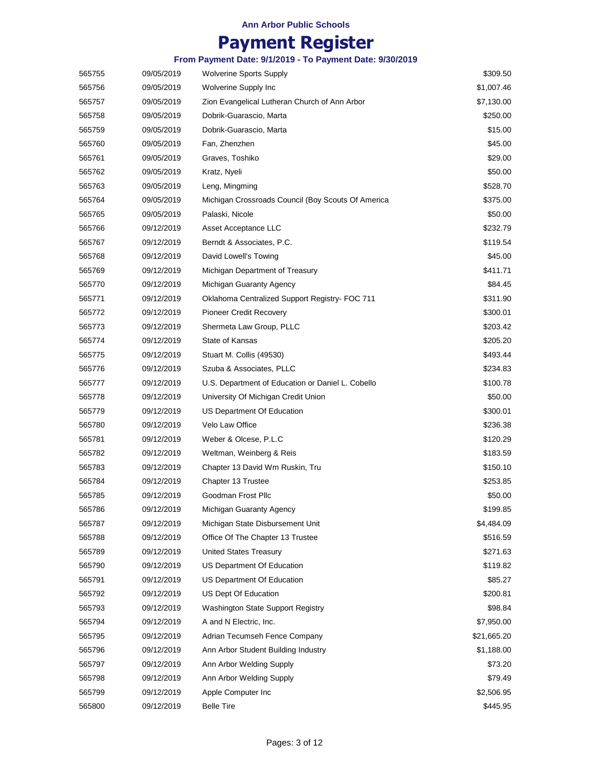Ann Arbor Public Schools

# Payment Register

### From Payment Date: 9/1/2019 - To Payment Date: 9/30/2019

| | | | |
|---|---|---|---|
| 565755 | 09/05/2019 | Wolverine Sports Supply | $309.50 |
| 565756 | 09/05/2019 | Wolverine Supply Inc | $1,007.46 |
| 565757 | 09/05/2019 | Zion Evangelical Lutheran Church of Ann Arbor | $7,130.00 |
| 565758 | 09/05/2019 | Dobrik-Guarascio, Marta | $250.00 |
| 565759 | 09/05/2019 | Dobrik-Guarascio, Marta | $15.00 |
| 565760 | 09/05/2019 | Fan, Zhenzhen | $45.00 |
| 565761 | 09/05/2019 | Graves, Toshiko | $29.00 |
| 565762 | 09/05/2019 | Kratz, Nyeli | $50.00 |
| 565763 | 09/05/2019 | Leng, Mingming | $528.70 |
| 565764 | 09/05/2019 | Michigan Crossroads Council (Boy Scouts Of America | $375.00 |
| 565765 | 09/05/2019 | Palaski, Nicole | $50.00 |
| 565766 | 09/12/2019 | Asset Acceptance LLC | $232.79 |
| 565767 | 09/12/2019 | Berndt & Associates, P.C. | $119.54 |
| 565768 | 09/12/2019 | David Lowell's Towing | $45.00 |
| 565769 | 09/12/2019 | Michigan Department of Treasury | $411.71 |
| 565770 | 09/12/2019 | Michigan Guaranty Agency | $84.45 |
| 565771 | 09/12/2019 | Oklahoma Centralized Support Registry- FOC 711 | $311.90 |
| 565772 | 09/12/2019 | Pioneer Credit Recovery | $300.01 |
| 565773 | 09/12/2019 | Shermeta Law Group, PLLC | $203.42 |
| 565774 | 09/12/2019 | State of Kansas | $205.20 |
| 565775 | 09/12/2019 | Stuart M. Collis (49530) | $493.44 |
| 565776 | 09/12/2019 | Szuba & Associates, PLLC | $234.83 |
| 565777 | 09/12/2019 | U.S. Department of Education or Daniel L. Cobello | $100.78 |
| 565778 | 09/12/2019 | University Of Michigan Credit Union | $50.00 |
| 565779 | 09/12/2019 | US Department Of Education | $300.01 |
| 565780 | 09/12/2019 | Velo Law Office | $236.38 |
| 565781 | 09/12/2019 | Weber & Olcese, P.L.C | $120.29 |
| 565782 | 09/12/2019 | Weltman, Weinberg & Reis | $183.59 |
| 565783 | 09/12/2019 | Chapter 13 David Wm Ruskin, Tru | $150.10 |
| 565784 | 09/12/2019 | Chapter 13 Trustee | $253.85 |
| 565785 | 09/12/2019 | Goodman Frost Pllc | $50.00 |
| 565786 | 09/12/2019 | Michigan Guaranty Agency | $199.85 |
| 565787 | 09/12/2019 | Michigan State Disbursement Unit | $4,484.09 |
| 565788 | 09/12/2019 | Office Of The Chapter 13 Trustee | $516.59 |
| 565789 | 09/12/2019 | United States Treasury | $271.63 |
| 565790 | 09/12/2019 | US Department Of Education | $119.82 |
| 565791 | 09/12/2019 | US Department Of Education | $85.27 |
| 565792 | 09/12/2019 | US Dept Of Education | $200.81 |
| 565793 | 09/12/2019 | Washington State Support Registry | $98.84 |
| 565794 | 09/12/2019 | A and N Electric, Inc. | $7,950.00 |
| 565795 | 09/12/2019 | Adrian Tecumseh Fence Company | $21,665.20 |
| 565796 | 09/12/2019 | Ann Arbor Student Building Industry | $1,188.00 |
| 565797 | 09/12/2019 | Ann Arbor Welding Supply | $73.20 |
| 565798 | 09/12/2019 | Ann Arbor Welding Supply | $79.49 |
| 565799 | 09/12/2019 | Apple Computer Inc | $2,506.95 |
| 565800 | 09/12/2019 | Belle Tire | $445.95 |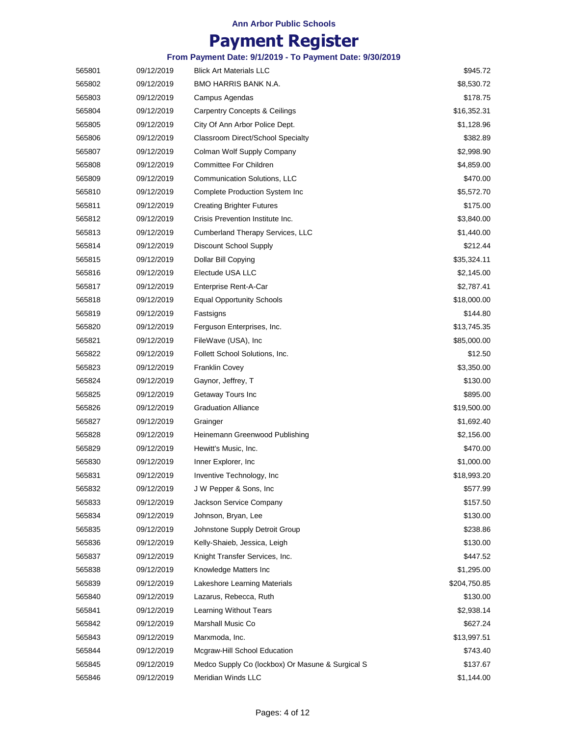**Ann Arbor Public Schools**

# Payment Register

### From Payment Date: 9/1/2019 - To Payment Date: 9/30/2019

| | | | |
|---|---|---|---|
| 565801 | 09/12/2019 | Blick Art Materials LLC | $945.72 |
| 565802 | 09/12/2019 | BMO HARRIS BANK N.A. | $8,530.72 |
| 565803 | 09/12/2019 | Campus Agendas | $178.75 |
| 565804 | 09/12/2019 | Carpentry Concepts & Ceilings | $16,352.31 |
| 565805 | 09/12/2019 | City Of Ann Arbor Police Dept. | $1,128.96 |
| 565806 | 09/12/2019 | Classroom Direct/School Specialty | $382.89 |
| 565807 | 09/12/2019 | Colman Wolf Supply Company | $2,998.90 |
| 565808 | 09/12/2019 | Committee For Children | $4,859.00 |
| 565809 | 09/12/2019 | Communication Solutions, LLC | $470.00 |
| 565810 | 09/12/2019 | Complete Production System Inc | $5,572.70 |
| 565811 | 09/12/2019 | Creating Brighter Futures | $175.00 |
| 565812 | 09/12/2019 | Crisis Prevention Institute Inc. | $3,840.00 |
| 565813 | 09/12/2019 | Cumberland Therapy Services, LLC | $1,440.00 |
| 565814 | 09/12/2019 | Discount School Supply | $212.44 |
| 565815 | 09/12/2019 | Dollar Bill Copying | $35,324.11 |
| 565816 | 09/12/2019 | Electude USA LLC | $2,145.00 |
| 565817 | 09/12/2019 | Enterprise Rent-A-Car | $2,787.41 |
| 565818 | 09/12/2019 | Equal Opportunity Schools | $18,000.00 |
| 565819 | 09/12/2019 | Fastsigns | $144.80 |
| 565820 | 09/12/2019 | Ferguson Enterprises, Inc. | $13,745.35 |
| 565821 | 09/12/2019 | FileWave (USA), Inc | $85,000.00 |
| 565822 | 09/12/2019 | Follett School Solutions, Inc. | $12.50 |
| 565823 | 09/12/2019 | Franklin Covey | $3,350.00 |
| 565824 | 09/12/2019 | Gaynor, Jeffrey, T | $130.00 |
| 565825 | 09/12/2019 | Getaway Tours Inc | $895.00 |
| 565826 | 09/12/2019 | Graduation Alliance | $19,500.00 |
| 565827 | 09/12/2019 | Grainger | $1,692.40 |
| 565828 | 09/12/2019 | Heinemann Greenwood Publishing | $2,156.00 |
| 565829 | 09/12/2019 | Hewitt's Music, Inc. | $470.00 |
| 565830 | 09/12/2019 | Inner Explorer, Inc | $1,000.00 |
| 565831 | 09/12/2019 | Inventive Technology, Inc | $18,993.20 |
| 565832 | 09/12/2019 | J W Pepper & Sons, Inc | $577.99 |
| 565833 | 09/12/2019 | Jackson Service Company | $157.50 |
| 565834 | 09/12/2019 | Johnson, Bryan, Lee | $130.00 |
| 565835 | 09/12/2019 | Johnstone Supply Detroit Group | $238.86 |
| 565836 | 09/12/2019 | Kelly-Shaieb, Jessica, Leigh | $130.00 |
| 565837 | 09/12/2019 | Knight Transfer Services, Inc. | $447.52 |
| 565838 | 09/12/2019 | Knowledge Matters Inc | $1,295.00 |
| 565839 | 09/12/2019 | Lakeshore Learning Materials | $204,750.85 |
| 565840 | 09/12/2019 | Lazarus, Rebecca, Ruth | $130.00 |
| 565841 | 09/12/2019 | Learning Without Tears | $2,938.14 |
| 565842 | 09/12/2019 | Marshall Music Co | $627.24 |
| 565843 | 09/12/2019 | Marxmoda, Inc. | $13,997.51 |
| 565844 | 09/12/2019 | Mcgraw-Hill School Education | $743.40 |
| 565845 | 09/12/2019 | Medco Supply Co (lockbox) Or Masune & Surgical S | $137.67 |
| 565846 | 09/12/2019 | Meridian Winds LLC | $1,144.00 |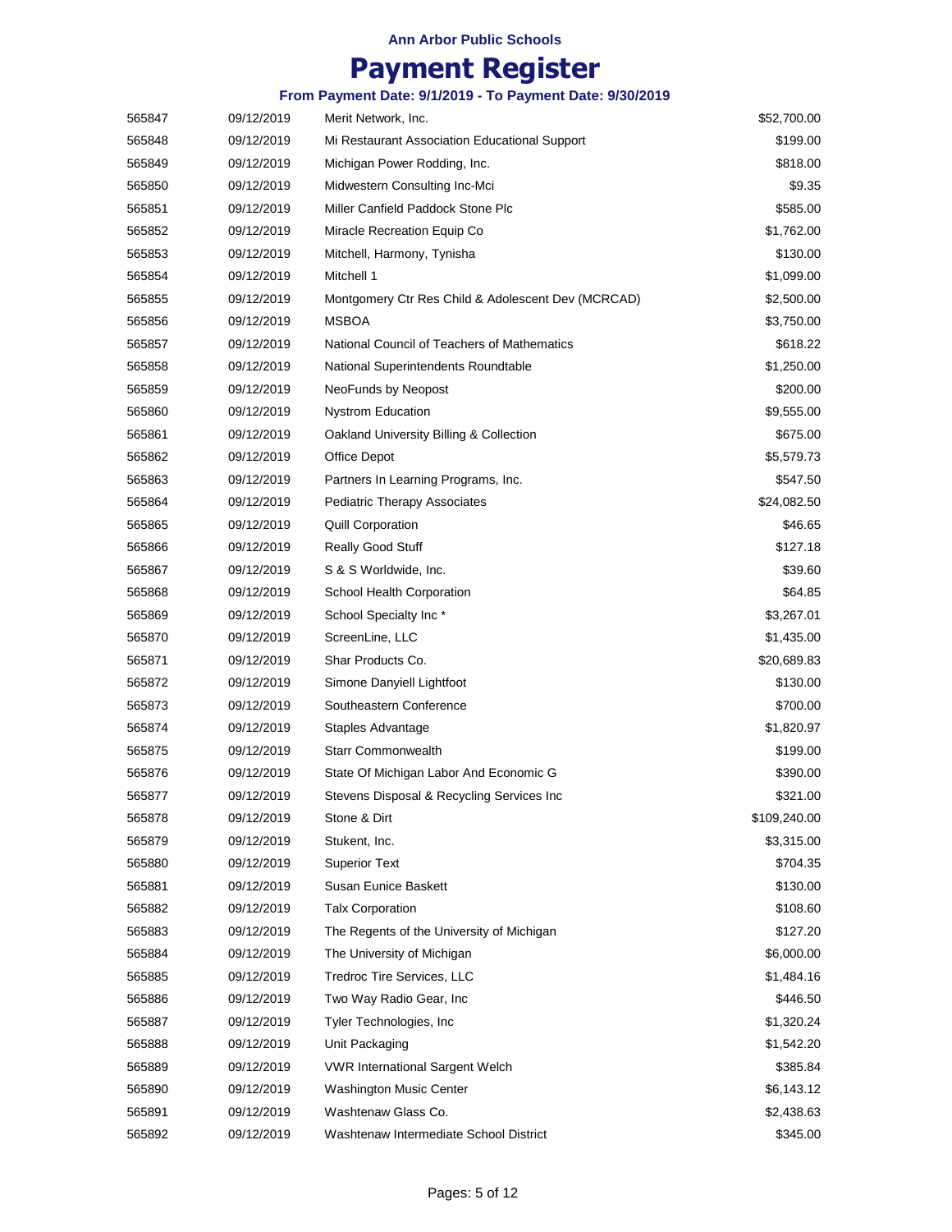**Ann Arbor Public Schools**

# Payment Register

**From Payment Date: 9/1/2019 - To Payment Date: 9/30/2019**

| | | | |
|---|---|---|---|
| 565847 | 09/12/2019 | Merit Network, Inc. | $52,700.00 |
| 565848 | 09/12/2019 | Mi Restaurant Association Educational Support | $199.00 |
| 565849 | 09/12/2019 | Michigan Power Rodding, Inc. | $818.00 |
| 565850 | 09/12/2019 | Midwestern Consulting Inc-Mci | $9.35 |
| 565851 | 09/12/2019 | Miller Canfield Paddock Stone Plc | $585.00 |
| 565852 | 09/12/2019 | Miracle Recreation Equip Co | $1,762.00 |
| 565853 | 09/12/2019 | Mitchell, Harmony, Tynisha | $130.00 |
| 565854 | 09/12/2019 | Mitchell 1 | $1,099.00 |
| 565855 | 09/12/2019 | Montgomery Ctr Res Child & Adolescent Dev (MCRCAD) | $2,500.00 |
| 565856 | 09/12/2019 | MSBOA | $3,750.00 |
| 565857 | 09/12/2019 | National Council of Teachers of Mathematics | $618.22 |
| 565858 | 09/12/2019 | National Superintendents Roundtable | $1,250.00 |
| 565859 | 09/12/2019 | NeoFunds by Neopost | $200.00 |
| 565860 | 09/12/2019 | Nystrom Education | $9,555.00 |
| 565861 | 09/12/2019 | Oakland University Billing & Collection | $675.00 |
| 565862 | 09/12/2019 | Office Depot | $5,579.73 |
| 565863 | 09/12/2019 | Partners In Learning Programs, Inc. | $547.50 |
| 565864 | 09/12/2019 | Pediatric Therapy Associates | $24,082.50 |
| 565865 | 09/12/2019 | Quill Corporation | $46.65 |
| 565866 | 09/12/2019 | Really Good Stuff | $127.18 |
| 565867 | 09/12/2019 | S & S Worldwide, Inc. | $39.60 |
| 565868 | 09/12/2019 | School Health Corporation | $64.85 |
| 565869 | 09/12/2019 | School Specialty Inc * | $3,267.01 |
| 565870 | 09/12/2019 | ScreenLine, LLC | $1,435.00 |
| 565871 | 09/12/2019 | Shar Products Co. | $20,689.83 |
| 565872 | 09/12/2019 | Simone Danyiell Lightfoot | $130.00 |
| 565873 | 09/12/2019 | Southeastern Conference | $700.00 |
| 565874 | 09/12/2019 | Staples Advantage | $1,820.97 |
| 565875 | 09/12/2019 | Starr Commonwealth | $199.00 |
| 565876 | 09/12/2019 | State Of Michigan Labor And Economic G | $390.00 |
| 565877 | 09/12/2019 | Stevens Disposal & Recycling Services Inc | $321.00 |
| 565878 | 09/12/2019 | Stone & Dirt | $109,240.00 |
| 565879 | 09/12/2019 | Stukent, Inc. | $3,315.00 |
| 565880 | 09/12/2019 | Superior Text | $704.35 |
| 565881 | 09/12/2019 | Susan Eunice Baskett | $130.00 |
| 565882 | 09/12/2019 | Talx Corporation | $108.60 |
| 565883 | 09/12/2019 | The Regents of the University of Michigan | $127.20 |
| 565884 | 09/12/2019 | The University of Michigan | $6,000.00 |
| 565885 | 09/12/2019 | Tredroc Tire Services, LLC | $1,484.16 |
| 565886 | 09/12/2019 | Two Way Radio Gear, Inc | $446.50 |
| 565887 | 09/12/2019 | Tyler Technologies, Inc | $1,320.24 |
| 565888 | 09/12/2019 | Unit Packaging | $1,542.20 |
| 565889 | 09/12/2019 | VWR International Sargent Welch | $385.84 |
| 565890 | 09/12/2019 | Washington Music Center | $6,143.12 |
| 565891 | 09/12/2019 | Washtenaw Glass Co. | $2,438.63 |
| 565892 | 09/12/2019 | Washtenaw Intermediate School District | $345.00 |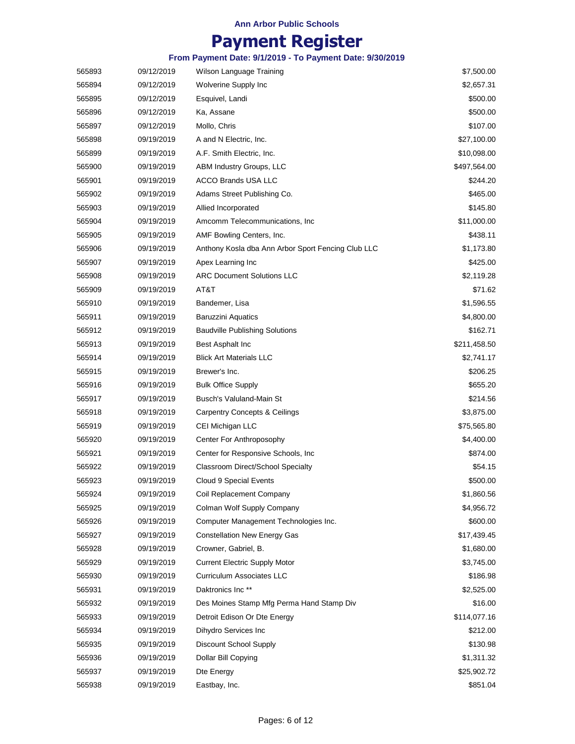**Ann Arbor Public Schools**

# Payment Register

**From Payment Date: 9/1/2019 - To Payment Date: 9/30/2019**

| | | | |
|---|---|---|---|
| 565893 | 09/12/2019 | Wilson Language Training | $7,500.00 |
| 565894 | 09/12/2019 | Wolverine Supply Inc | $2,657.31 |
| 565895 | 09/12/2019 | Esquivel, Landi | $500.00 |
| 565896 | 09/12/2019 | Ka, Assane | $500.00 |
| 565897 | 09/12/2019 | Mollo, Chris | $107.00 |
| 565898 | 09/19/2019 | A and N Electric, Inc. | $27,100.00 |
| 565899 | 09/19/2019 | A.F. Smith Electric, Inc. | $10,098.00 |
| 565900 | 09/19/2019 | ABM Industry Groups, LLC | $497,564.00 |
| 565901 | 09/19/2019 | ACCO Brands USA LLC | $244.20 |
| 565902 | 09/19/2019 | Adams Street Publishing Co. | $465.00 |
| 565903 | 09/19/2019 | Allied Incorporated | $145.80 |
| 565904 | 09/19/2019 | Amcomm Telecommunications, Inc | $11,000.00 |
| 565905 | 09/19/2019 | AMF Bowling Centers, Inc. | $438.11 |
| 565906 | 09/19/2019 | Anthony Kosla dba Ann Arbor Sport Fencing Club LLC | $1,173.80 |
| 565907 | 09/19/2019 | Apex Learning Inc | $425.00 |
| 565908 | 09/19/2019 | ARC Document Solutions LLC | $2,119.28 |
| 565909 | 09/19/2019 | AT&T | $71.62 |
| 565910 | 09/19/2019 | Bandemer, Lisa | $1,596.55 |
| 565911 | 09/19/2019 | Baruzzini Aquatics | $4,800.00 |
| 565912 | 09/19/2019 | Baudville Publishing Solutions | $162.71 |
| 565913 | 09/19/2019 | Best Asphalt Inc | $211,458.50 |
| 565914 | 09/19/2019 | Blick Art Materials LLC | $2,741.17 |
| 565915 | 09/19/2019 | Brewer's Inc. | $206.25 |
| 565916 | 09/19/2019 | Bulk Office Supply | $655.20 |
| 565917 | 09/19/2019 | Busch's Valuland-Main St | $214.56 |
| 565918 | 09/19/2019 | Carpentry Concepts & Ceilings | $3,875.00 |
| 565919 | 09/19/2019 | CEI Michigan LLC | $75,565.80 |
| 565920 | 09/19/2019 | Center For Anthroposophy | $4,400.00 |
| 565921 | 09/19/2019 | Center for Responsive Schools, Inc | $874.00 |
| 565922 | 09/19/2019 | Classroom Direct/School Specialty | $54.15 |
| 565923 | 09/19/2019 | Cloud 9 Special Events | $500.00 |
| 565924 | 09/19/2019 | Coil Replacement Company | $1,860.56 |
| 565925 | 09/19/2019 | Colman Wolf Supply Company | $4,956.72 |
| 565926 | 09/19/2019 | Computer Management Technologies Inc. | $600.00 |
| 565927 | 09/19/2019 | Constellation New Energy Gas | $17,439.45 |
| 565928 | 09/19/2019 | Crowner, Gabriel, B. | $1,680.00 |
| 565929 | 09/19/2019 | Current Electric Supply Motor | $3,745.00 |
| 565930 | 09/19/2019 | Curriculum Associates LLC | $186.98 |
| 565931 | 09/19/2019 | Daktronics Inc ** | $2,525.00 |
| 565932 | 09/19/2019 | Des Moines Stamp Mfg Perma Hand Stamp Div | $16.00 |
| 565933 | 09/19/2019 | Detroit Edison Or Dte Energy | $114,077.16 |
| 565934 | 09/19/2019 | Dihydro Services Inc | $212.00 |
| 565935 | 09/19/2019 | Discount School Supply | $130.98 |
| 565936 | 09/19/2019 | Dollar Bill Copying | $1,311.32 |
| 565937 | 09/19/2019 | Dte Energy | $25,902.72 |
| 565938 | 09/19/2019 | Eastbay, Inc. | $851.04 |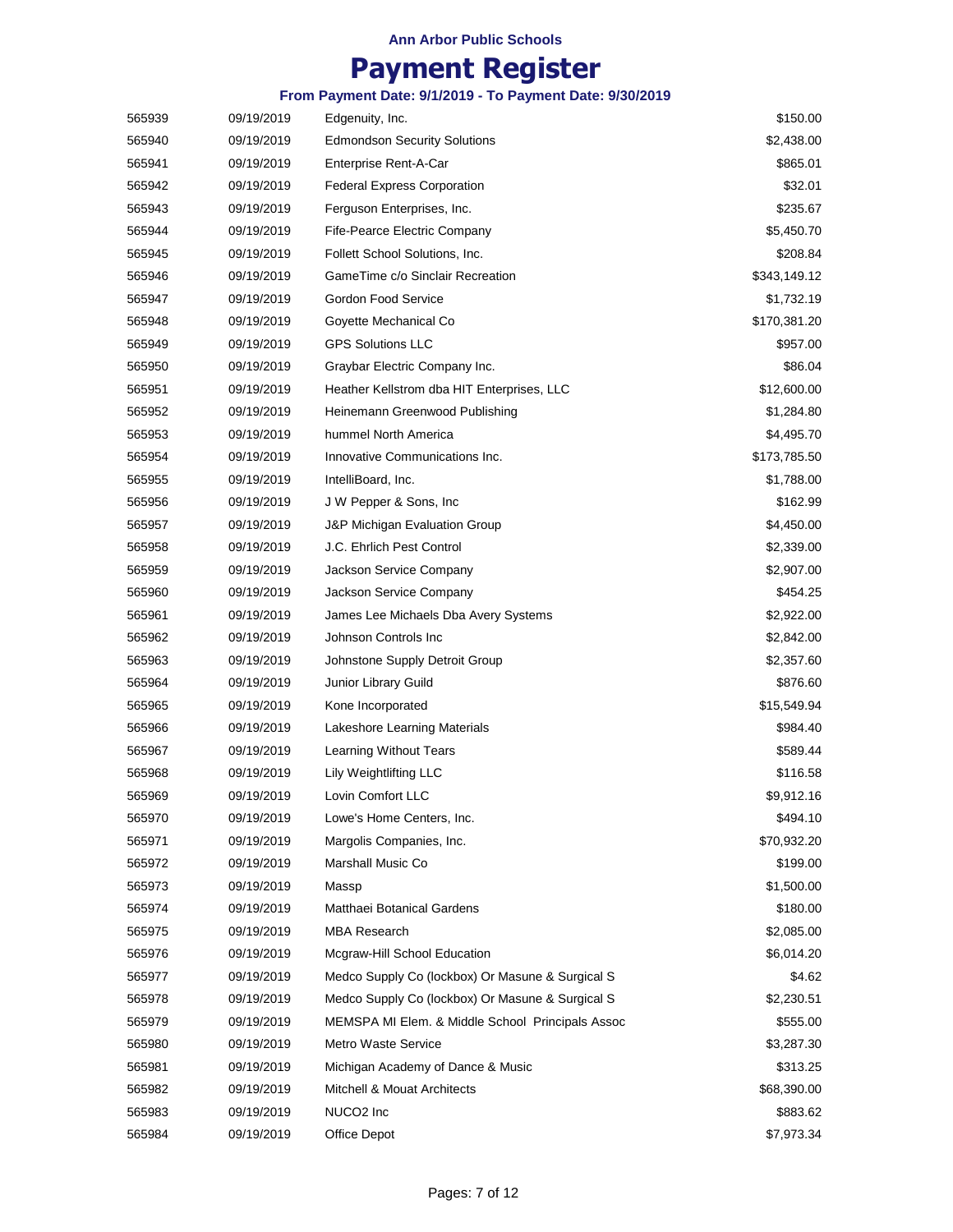| | | | |
|---|---|---|---|
| 565939 | 09/19/2019 | Edgenuity, Inc. | $150.00 |
| 565940 | 09/19/2019 | Edmondson Security Solutions | $2,438.00 |
| 565941 | 09/19/2019 | Enterprise Rent-A-Car | $865.01 |
| 565942 | 09/19/2019 | Federal Express Corporation | $32.01 |
| 565943 | 09/19/2019 | Ferguson Enterprises, Inc. | $235.67 |
| 565944 | 09/19/2019 | Fife-Pearce Electric Company | $5,450.70 |
| 565945 | 09/19/2019 | Follett School Solutions, Inc. | $208.84 |
| 565946 | 09/19/2019 | GameTime c/o Sinclair Recreation | $343,149.12 |
| 565947 | 09/19/2019 | Gordon Food Service | $1,732.19 |
| 565948 | 09/19/2019 | Goyette Mechanical Co | $170,381.20 |
| 565949 | 09/19/2019 | GPS Solutions LLC | $957.00 |
| 565950 | 09/19/2019 | Graybar Electric Company Inc. | $86.04 |
| 565951 | 09/19/2019 | Heather Kellstrom dba HIT Enterprises, LLC | $12,600.00 |
| 565952 | 09/19/2019 | Heinemann Greenwood Publishing | $1,284.80 |
| 565953 | 09/19/2019 | hummel North America | $4,495.70 |
| 565954 | 09/19/2019 | Innovative Communications Inc. | $173,785.50 |
| 565955 | 09/19/2019 | IntelliBoard, Inc. | $1,788.00 |
| 565956 | 09/19/2019 | J W Pepper & Sons, Inc | $162.99 |
| 565957 | 09/19/2019 | J&P Michigan Evaluation Group | $4,450.00 |
| 565958 | 09/19/2019 | J.C. Ehrlich Pest Control | $2,339.00 |
| 565959 | 09/19/2019 | Jackson Service Company | $2,907.00 |
| 565960 | 09/19/2019 | Jackson Service Company | $454.25 |
| 565961 | 09/19/2019 | James Lee Michaels Dba Avery Systems | $2,922.00 |
| 565962 | 09/19/2019 | Johnson Controls Inc | $2,842.00 |
| 565963 | 09/19/2019 | Johnstone Supply Detroit Group | $2,357.60 |
| 565964 | 09/19/2019 | Junior Library Guild | $876.60 |
| 565965 | 09/19/2019 | Kone Incorporated | $15,549.94 |
| 565966 | 09/19/2019 | Lakeshore Learning Materials | $984.40 |
| 565967 | 09/19/2019 | Learning Without Tears | $589.44 |
| 565968 | 09/19/2019 | Lily Weightlifting LLC | $116.58 |
| 565969 | 09/19/2019 | Lovin Comfort LLC | $9,912.16 |
| 565970 | 09/19/2019 | Lowe's Home Centers, Inc. | $494.10 |
| 565971 | 09/19/2019 | Margolis Companies, Inc. | $70,932.20 |
| 565972 | 09/19/2019 | Marshall Music Co | $199.00 |
| 565973 | 09/19/2019 | Massp | $1,500.00 |
| 565974 | 09/19/2019 | Matthaei Botanical Gardens | $180.00 |
| 565975 | 09/19/2019 | MBA Research | $2,085.00 |
| 565976 | 09/19/2019 | Mcgraw-Hill School Education | $6,014.20 |
| 565977 | 09/19/2019 | Medco Supply Co (lockbox) Or Masune & Surgical S | $4.62 |
| 565978 | 09/19/2019 | Medco Supply Co (lockbox) Or Masune & Surgical S | $2,230.51 |
| 565979 | 09/19/2019 | MEMSPA MI Elem. & Middle School Principals Assoc | $555.00 |
| 565980 | 09/19/2019 | Metro Waste Service | $3,287.30 |
| 565981 | 09/19/2019 | Michigan Academy of Dance & Music | $313.25 |
| 565982 | 09/19/2019 | Mitchell & Mouat Architects | $68,390.00 |
| 565983 | 09/19/2019 | NUCO2 Inc | $883.62 |
| 565984 | 09/19/2019 | Office Depot | $7,973.34 |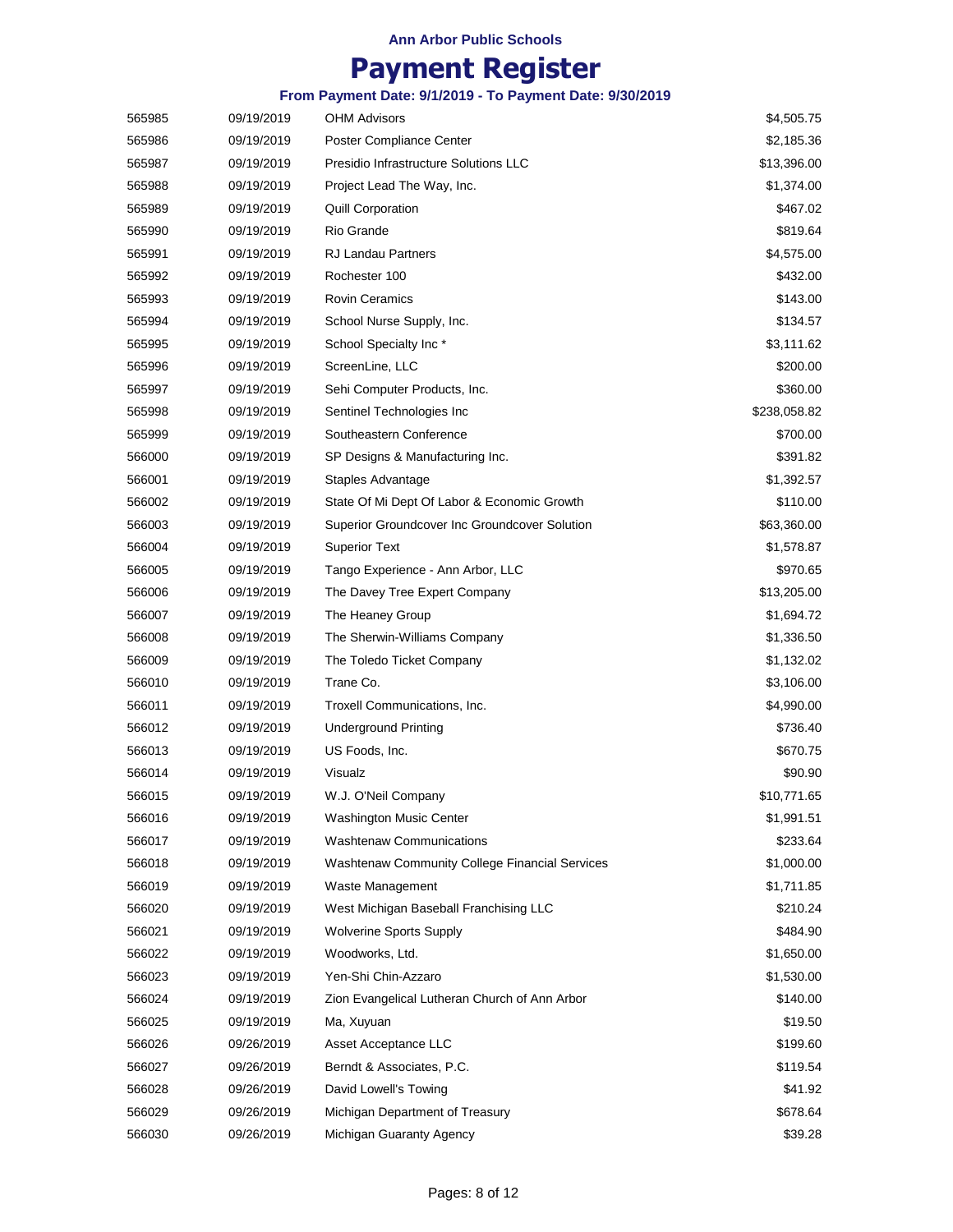**Ann Arbor Public Schools**

# Payment Register

**From Payment Date: 9/1/2019 - To Payment Date: 9/30/2019**

| | | | |
|---|---|---|---|
| 565985 | 09/19/2019 | OHM Advisors | $4,505.75 |
| 565986 | 09/19/2019 | Poster Compliance Center | $2,185.36 |
| 565987 | 09/19/2019 | Presidio Infrastructure Solutions LLC | $13,396.00 |
| 565988 | 09/19/2019 | Project Lead The Way, Inc. | $1,374.00 |
| 565989 | 09/19/2019 | Quill Corporation | $467.02 |
| 565990 | 09/19/2019 | Rio Grande | $819.64 |
| 565991 | 09/19/2019 | RJ Landau Partners | $4,575.00 |
| 565992 | 09/19/2019 | Rochester 100 | $432.00 |
| 565993 | 09/19/2019 | Rovin Ceramics | $143.00 |
| 565994 | 09/19/2019 | School Nurse Supply, Inc. | $134.57 |
| 565995 | 09/19/2019 | School Specialty Inc * | $3,111.62 |
| 565996 | 09/19/2019 | ScreenLine, LLC | $200.00 |
| 565997 | 09/19/2019 | Sehi Computer Products, Inc. | $360.00 |
| 565998 | 09/19/2019 | Sentinel Technologies Inc | $238,058.82 |
| 565999 | 09/19/2019 | Southeastern Conference | $700.00 |
| 566000 | 09/19/2019 | SP Designs & Manufacturing Inc. | $391.82 |
| 566001 | 09/19/2019 | Staples Advantage | $1,392.57 |
| 566002 | 09/19/2019 | State Of Mi Dept Of Labor & Economic Growth | $110.00 |
| 566003 | 09/19/2019 | Superior Groundcover Inc Groundcover Solution | $63,360.00 |
| 566004 | 09/19/2019 | Superior Text | $1,578.87 |
| 566005 | 09/19/2019 | Tango Experience - Ann Arbor, LLC | $970.65 |
| 566006 | 09/19/2019 | The Davey Tree Expert Company | $13,205.00 |
| 566007 | 09/19/2019 | The Heaney Group | $1,694.72 |
| 566008 | 09/19/2019 | The Sherwin-Williams Company | $1,336.50 |
| 566009 | 09/19/2019 | The Toledo Ticket Company | $1,132.02 |
| 566010 | 09/19/2019 | Trane Co. | $3,106.00 |
| 566011 | 09/19/2019 | Troxell Communications, Inc. | $4,990.00 |
| 566012 | 09/19/2019 | Underground Printing | $736.40 |
| 566013 | 09/19/2019 | US Foods, Inc. | $670.75 |
| 566014 | 09/19/2019 | Visualz | $90.90 |
| 566015 | 09/19/2019 | W.J. O'Neil Company | $10,771.65 |
| 566016 | 09/19/2019 | Washington Music Center | $1,991.51 |
| 566017 | 09/19/2019 | Washtenaw Communications | $233.64 |
| 566018 | 09/19/2019 | Washtenaw Community College Financial Services | $1,000.00 |
| 566019 | 09/19/2019 | Waste Management | $1,711.85 |
| 566020 | 09/19/2019 | West Michigan Baseball Franchising LLC | $210.24 |
| 566021 | 09/19/2019 | Wolverine Sports Supply | $484.90 |
| 566022 | 09/19/2019 | Woodworks, Ltd. | $1,650.00 |
| 566023 | 09/19/2019 | Yen-Shi Chin-Azzaro | $1,530.00 |
| 566024 | 09/19/2019 | Zion Evangelical Lutheran Church of Ann Arbor | $140.00 |
| 566025 | 09/19/2019 | Ma, Xuyuan | $19.50 |
| 566026 | 09/26/2019 | Asset Acceptance LLC | $199.60 |
| 566027 | 09/26/2019 | Berndt & Associates, P.C. | $119.54 |
| 566028 | 09/26/2019 | David Lowell's Towing | $41.92 |
| 566029 | 09/26/2019 | Michigan Department of Treasury | $678.64 |
| 566030 | 09/26/2019 | Michigan Guaranty Agency | $39.28 |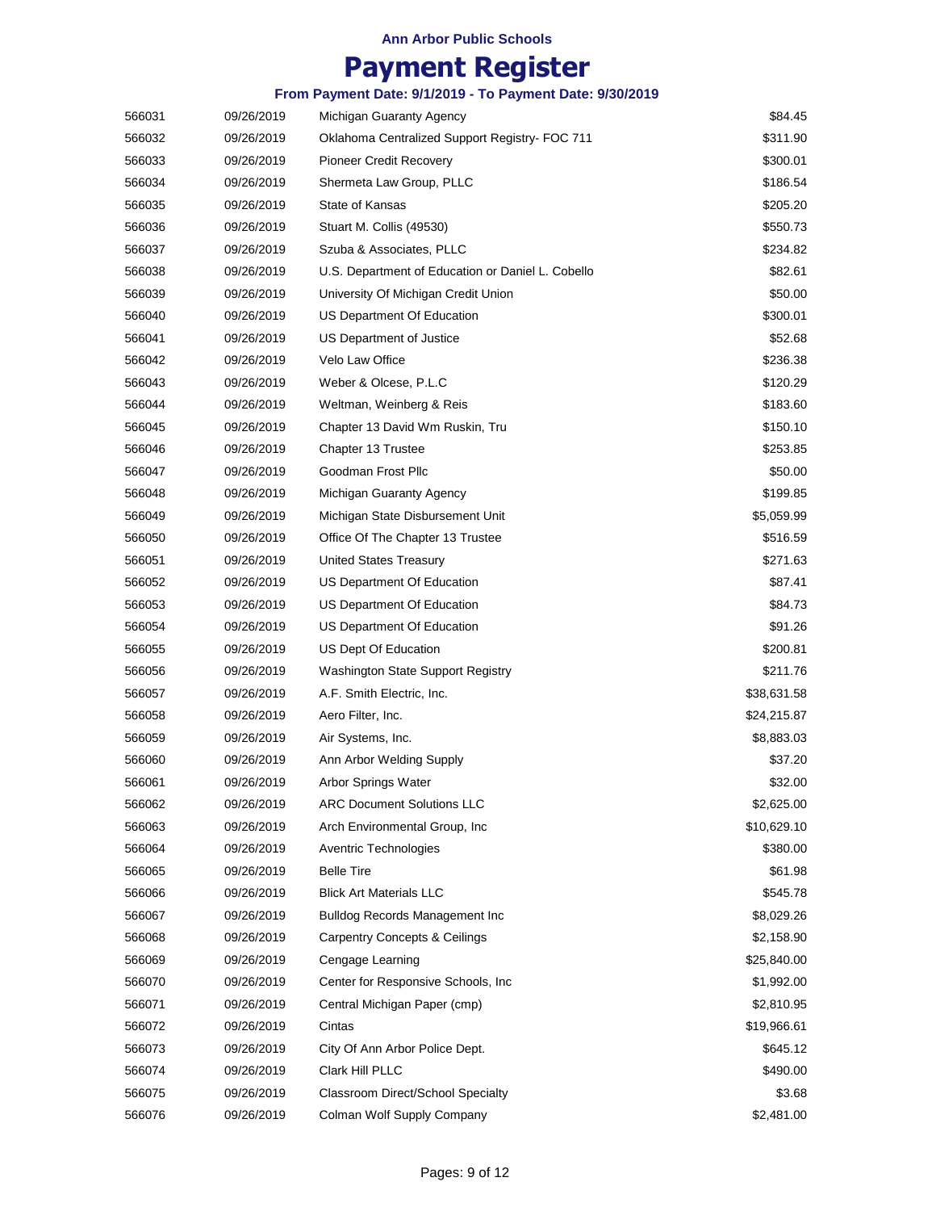**Ann Arbor Public Schools**

# Payment Register

**From Payment Date: 9/1/2019 - To Payment Date: 9/30/2019**

| | | | |
|---|---|---|---|
| 566031 | 09/26/2019 | Michigan Guaranty Agency | $84.45 |
| 566032 | 09/26/2019 | Oklahoma Centralized Support Registry- FOC 711 | $311.90 |
| 566033 | 09/26/2019 | Pioneer Credit Recovery | $300.01 |
| 566034 | 09/26/2019 | Shermeta Law Group, PLLC | $186.54 |
| 566035 | 09/26/2019 | State of Kansas | $205.20 |
| 566036 | 09/26/2019 | Stuart M. Collis (49530) | $550.73 |
| 566037 | 09/26/2019 | Szuba & Associates, PLLC | $234.82 |
| 566038 | 09/26/2019 | U.S. Department of Education or Daniel L. Cobello | $82.61 |
| 566039 | 09/26/2019 | University Of Michigan Credit Union | $50.00 |
| 566040 | 09/26/2019 | US Department Of Education | $300.01 |
| 566041 | 09/26/2019 | US Department of Justice | $52.68 |
| 566042 | 09/26/2019 | Velo Law Office | $236.38 |
| 566043 | 09/26/2019 | Weber & Olcese, P.L.C | $120.29 |
| 566044 | 09/26/2019 | Weltman, Weinberg & Reis | $183.60 |
| 566045 | 09/26/2019 | Chapter 13 David Wm Ruskin, Tru | $150.10 |
| 566046 | 09/26/2019 | Chapter 13 Trustee | $253.85 |
| 566047 | 09/26/2019 | Goodman Frost Pllc | $50.00 |
| 566048 | 09/26/2019 | Michigan Guaranty Agency | $199.85 |
| 566049 | 09/26/2019 | Michigan State Disbursement Unit | $5,059.99 |
| 566050 | 09/26/2019 | Office Of The Chapter 13 Trustee | $516.59 |
| 566051 | 09/26/2019 | United States Treasury | $271.63 |
| 566052 | 09/26/2019 | US Department Of Education | $87.41 |
| 566053 | 09/26/2019 | US Department Of Education | $84.73 |
| 566054 | 09/26/2019 | US Department Of Education | $91.26 |
| 566055 | 09/26/2019 | US Dept Of Education | $200.81 |
| 566056 | 09/26/2019 | Washington State Support Registry | $211.76 |
| 566057 | 09/26/2019 | A.F. Smith Electric, Inc. | $38,631.58 |
| 566058 | 09/26/2019 | Aero Filter, Inc. | $24,215.87 |
| 566059 | 09/26/2019 | Air Systems, Inc. | $8,883.03 |
| 566060 | 09/26/2019 | Ann Arbor Welding Supply | $37.20 |
| 566061 | 09/26/2019 | Arbor Springs Water | $32.00 |
| 566062 | 09/26/2019 | ARC Document Solutions LLC | $2,625.00 |
| 566063 | 09/26/2019 | Arch Environmental Group, Inc | $10,629.10 |
| 566064 | 09/26/2019 | Aventric Technologies | $380.00 |
| 566065 | 09/26/2019 | Belle Tire | $61.98 |
| 566066 | 09/26/2019 | Blick Art Materials LLC | $545.78 |
| 566067 | 09/26/2019 | Bulldog Records Management Inc | $8,029.26 |
| 566068 | 09/26/2019 | Carpentry Concepts & Ceilings | $2,158.90 |
| 566069 | 09/26/2019 | Cengage Learning | $25,840.00 |
| 566070 | 09/26/2019 | Center for Responsive Schools, Inc | $1,992.00 |
| 566071 | 09/26/2019 | Central Michigan Paper (cmp) | $2,810.95 |
| 566072 | 09/26/2019 | Cintas | $19,966.61 |
| 566073 | 09/26/2019 | City Of Ann Arbor Police Dept. | $645.12 |
| 566074 | 09/26/2019 | Clark Hill PLLC | $490.00 |
| 566075 | 09/26/2019 | Classroom Direct/School Specialty | $3.68 |
| 566076 | 09/26/2019 | Colman Wolf Supply Company | $2,481.00 |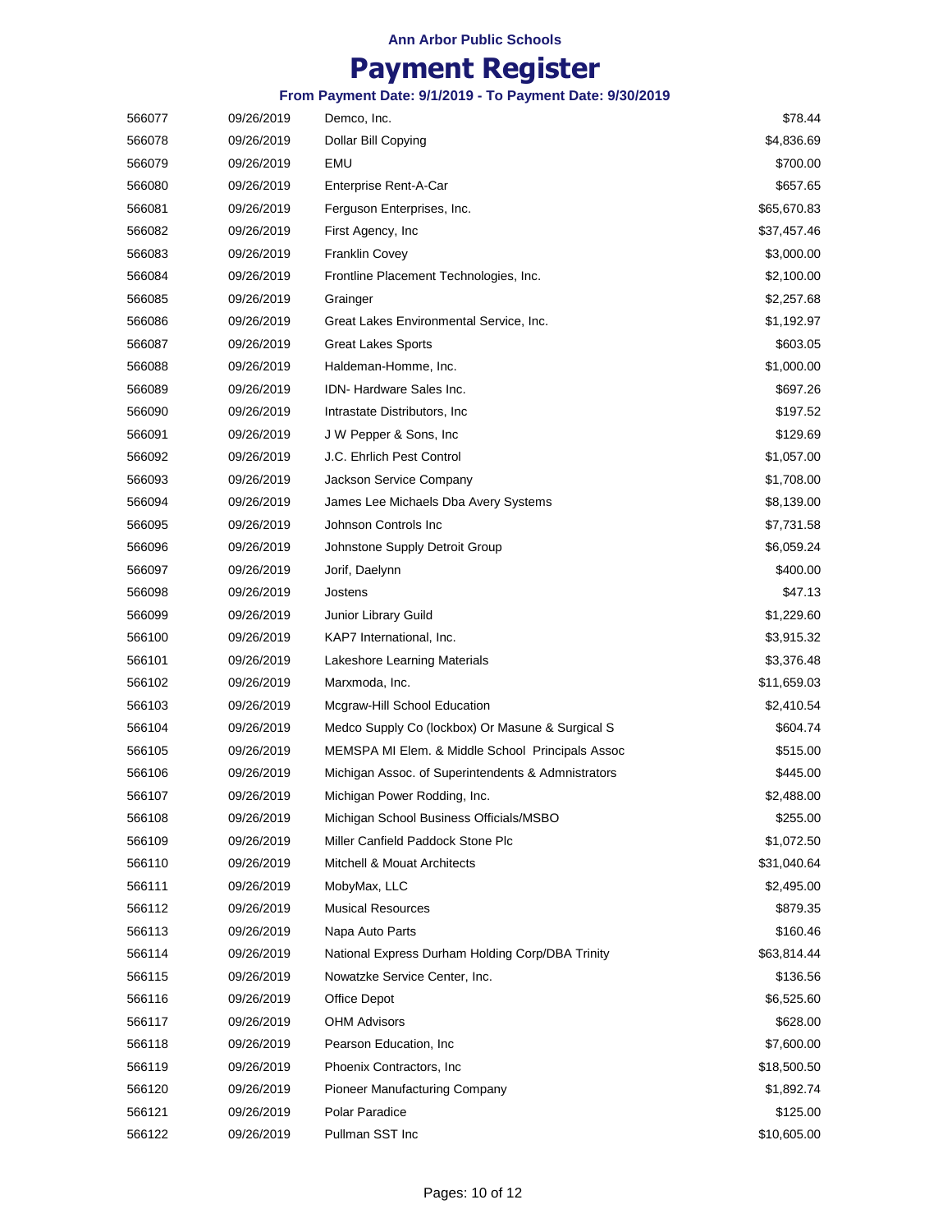**Ann Arbor Public Schools**

# Payment Register

**From Payment Date: 9/1/2019 - To Payment Date: 9/30/2019**

| | | | |
|---|---|---|---|
| 566077 | 09/26/2019 | Demco, Inc. | $78.44 |
| 566078 | 09/26/2019 | Dollar Bill Copying | $4,836.69 |
| 566079 | 09/26/2019 | EMU | $700.00 |
| 566080 | 09/26/2019 | Enterprise Rent-A-Car | $657.65 |
| 566081 | 09/26/2019 | Ferguson Enterprises, Inc. | $65,670.83 |
| 566082 | 09/26/2019 | First Agency, Inc | $37,457.46 |
| 566083 | 09/26/2019 | Franklin Covey | $3,000.00 |
| 566084 | 09/26/2019 | Frontline Placement Technologies, Inc. | $2,100.00 |
| 566085 | 09/26/2019 | Grainger | $2,257.68 |
| 566086 | 09/26/2019 | Great Lakes Environmental Service, Inc. | $1,192.97 |
| 566087 | 09/26/2019 | Great Lakes Sports | $603.05 |
| 566088 | 09/26/2019 | Haldeman-Homme, Inc. | $1,000.00 |
| 566089 | 09/26/2019 | IDN- Hardware Sales Inc. | $697.26 |
| 566090 | 09/26/2019 | Intrastate Distributors, Inc | $197.52 |
| 566091 | 09/26/2019 | J W Pepper & Sons, Inc | $129.69 |
| 566092 | 09/26/2019 | J.C. Ehrlich Pest Control | $1,057.00 |
| 566093 | 09/26/2019 | Jackson Service Company | $1,708.00 |
| 566094 | 09/26/2019 | James Lee Michaels Dba Avery Systems | $8,139.00 |
| 566095 | 09/26/2019 | Johnson Controls Inc | $7,731.58 |
| 566096 | 09/26/2019 | Johnstone Supply Detroit Group | $6,059.24 |
| 566097 | 09/26/2019 | Jorif, Daelynn | $400.00 |
| 566098 | 09/26/2019 | Jostens | $47.13 |
| 566099 | 09/26/2019 | Junior Library Guild | $1,229.60 |
| 566100 | 09/26/2019 | KAP7 International, Inc. | $3,915.32 |
| 566101 | 09/26/2019 | Lakeshore Learning Materials | $3,376.48 |
| 566102 | 09/26/2019 | Marxmoda, Inc. | $11,659.03 |
| 566103 | 09/26/2019 | Mcgraw-Hill School Education | $2,410.54 |
| 566104 | 09/26/2019 | Medco Supply Co (lockbox) Or Masune & Surgical S | $604.74 |
| 566105 | 09/26/2019 | MEMSPA MI Elem. & Middle School Principals Assoc | $515.00 |
| 566106 | 09/26/2019 | Michigan Assoc. of Superintendents & Admnistrators | $445.00 |
| 566107 | 09/26/2019 | Michigan Power Rodding, Inc. | $2,488.00 |
| 566108 | 09/26/2019 | Michigan School Business Officials/MSBO | $255.00 |
| 566109 | 09/26/2019 | Miller Canfield Paddock Stone Plc | $1,072.50 |
| 566110 | 09/26/2019 | Mitchell & Mouat Architects | $31,040.64 |
| 566111 | 09/26/2019 | MobyMax, LLC | $2,495.00 |
| 566112 | 09/26/2019 | Musical Resources | $879.35 |
| 566113 | 09/26/2019 | Napa Auto Parts | $160.46 |
| 566114 | 09/26/2019 | National Express Durham Holding Corp/DBA Trinity | $63,814.44 |
| 566115 | 09/26/2019 | Nowatzke Service Center, Inc. | $136.56 |
| 566116 | 09/26/2019 | Office Depot | $6,525.60 |
| 566117 | 09/26/2019 | OHM Advisors | $628.00 |
| 566118 | 09/26/2019 | Pearson Education, Inc | $7,600.00 |
| 566119 | 09/26/2019 | Phoenix Contractors, Inc | $18,500.50 |
| 566120 | 09/26/2019 | Pioneer Manufacturing Company | $1,892.74 |
| 566121 | 09/26/2019 | Polar Paradice | $125.00 |
| 566122 | 09/26/2019 | Pullman SST Inc | $10,605.00 |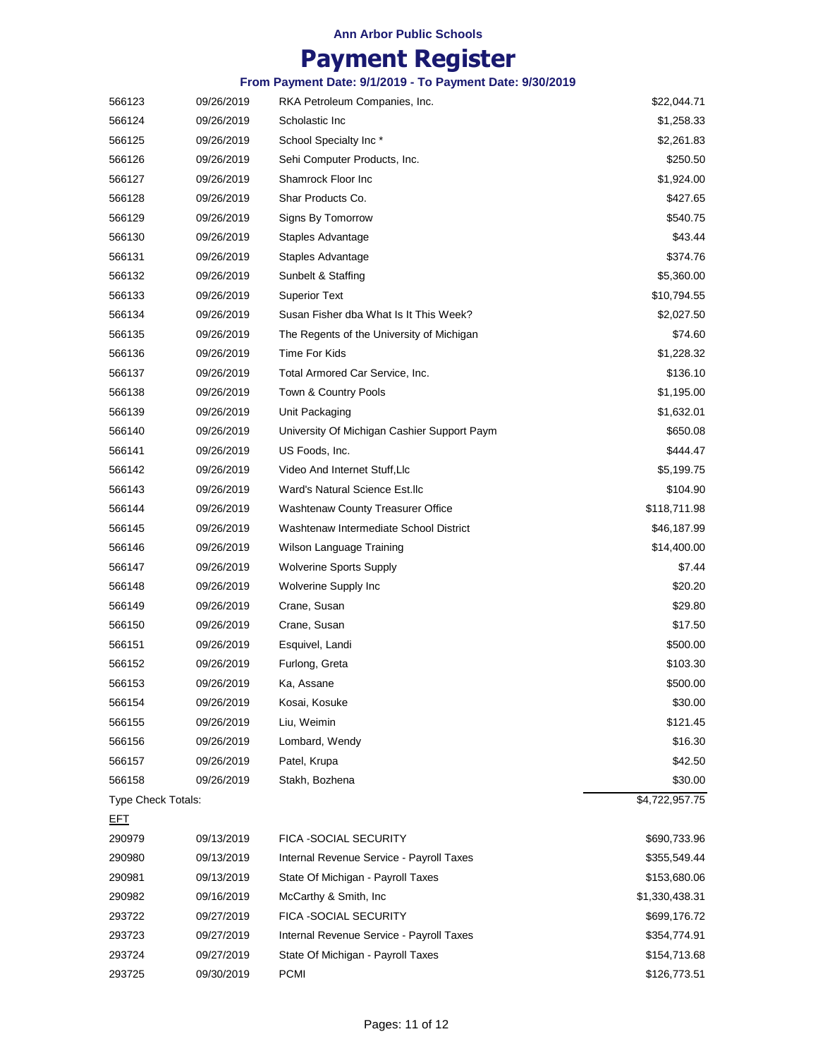**Ann Arbor Public Schools**

# Payment Register

### From Payment Date: 9/1/2019 - To Payment Date: 9/30/2019

| | | | |
|---|---|---|---|
| 566123 | 09/26/2019 | RKA Petroleum Companies, Inc. | $22,044.71 |
| 566124 | 09/26/2019 | Scholastic Inc | $1,258.33 |
| 566125 | 09/26/2019 | School Specialty Inc * | $2,261.83 |
| 566126 | 09/26/2019 | Sehi Computer Products, Inc. | $250.50 |
| 566127 | 09/26/2019 | Shamrock Floor Inc | $1,924.00 |
| 566128 | 09/26/2019 | Shar Products Co. | $427.65 |
| 566129 | 09/26/2019 | Signs By Tomorrow | $540.75 |
| 566130 | 09/26/2019 | Staples Advantage | $43.44 |
| 566131 | 09/26/2019 | Staples Advantage | $374.76 |
| 566132 | 09/26/2019 | Sunbelt & Staffing | $5,360.00 |
| 566133 | 09/26/2019 | Superior Text | $10,794.55 |
| 566134 | 09/26/2019 | Susan Fisher dba What Is It This Week? | $2,027.50 |
| 566135 | 09/26/2019 | The Regents of the University of Michigan | $74.60 |
| 566136 | 09/26/2019 | Time For Kids | $1,228.32 |
| 566137 | 09/26/2019 | Total Armored Car Service, Inc. | $136.10 |
| 566138 | 09/26/2019 | Town & Country Pools | $1,195.00 |
| 566139 | 09/26/2019 | Unit Packaging | $1,632.01 |
| 566140 | 09/26/2019 | University Of Michigan Cashier Support Paym | $650.08 |
| 566141 | 09/26/2019 | US Foods, Inc. | $444.47 |
| 566142 | 09/26/2019 | Video And Internet Stuff,Llc | $5,199.75 |
| 566143 | 09/26/2019 | Ward's Natural Science Est.llc | $104.90 |
| 566144 | 09/26/2019 | Washtenaw County Treasurer Office | $118,711.98 |
| 566145 | 09/26/2019 | Washtenaw Intermediate School District | $46,187.99 |
| 566146 | 09/26/2019 | Wilson Language Training | $14,400.00 |
| 566147 | 09/26/2019 | Wolverine Sports Supply | $7.44 |
| 566148 | 09/26/2019 | Wolverine Supply Inc | $20.20 |
| 566149 | 09/26/2019 | Crane, Susan | $29.80 |
| 566150 | 09/26/2019 | Crane, Susan | $17.50 |
| 566151 | 09/26/2019 | Esquivel, Landi | $500.00 |
| 566152 | 09/26/2019 | Furlong, Greta | $103.30 |
| 566153 | 09/26/2019 | Ka, Assane | $500.00 |
| 566154 | 09/26/2019 | Kosai, Kosuke | $30.00 |
| 566155 | 09/26/2019 | Liu, Weimin | $121.45 |
| 566156 | 09/26/2019 | Lombard, Wendy | $16.30 |
| 566157 | 09/26/2019 | Patel, Krupa | $42.50 |
| 566158 | 09/26/2019 | Stakh, Bozhena | $30.00 |
| Type Check Totals: | | | $4,722,957.75 |
| EFT | | | |
| 290979 | 09/13/2019 | FICA -SOCIAL SECURITY | $690,733.96 |
| 290980 | 09/13/2019 | Internal Revenue Service - Payroll Taxes | $355,549.44 |
| 290981 | 09/13/2019 | State Of Michigan - Payroll Taxes | $153,680.06 |
| 290982 | 09/16/2019 | McCarthy & Smith, Inc | $1,330,438.31 |
| 293722 | 09/27/2019 | FICA -SOCIAL SECURITY | $699,176.72 |
| 293723 | 09/27/2019 | Internal Revenue Service - Payroll Taxes | $354,774.91 |
| 293724 | 09/27/2019 | State Of Michigan - Payroll Taxes | $154,713.68 |
| 293725 | 09/30/2019 | PCMI | $126,773.51 |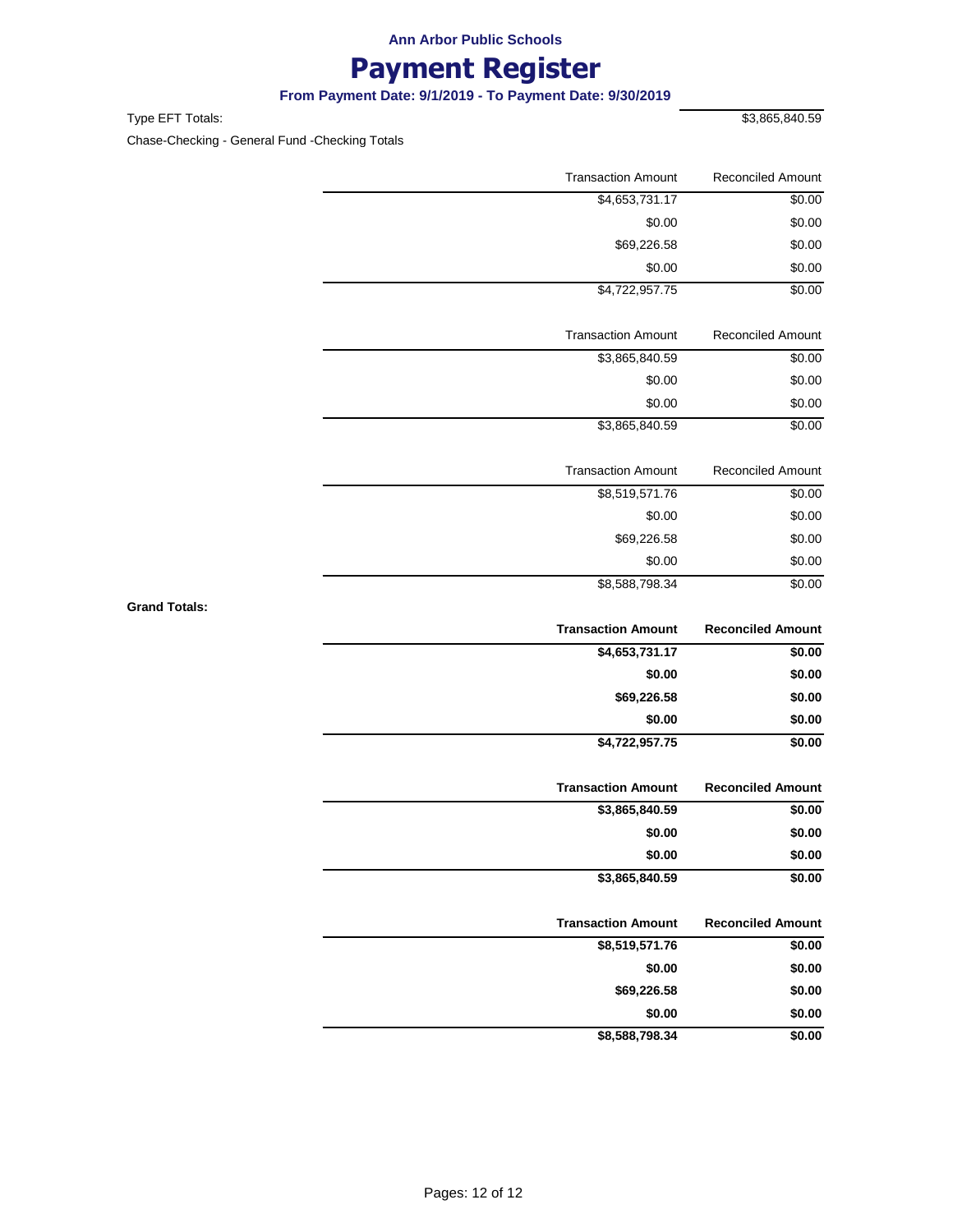Ann Arbor Public Schools

# Payment Register

**From Payment Date: 9/1/2019 - To Payment Date: 9/30/2019**

Type EFT Totals: $3,865,840.59

Chase-Checking - General Fund -Checking Totals

| Transaction Amount | Reconciled Amount |
| --- | --- |
| $4,653,731.17 | $0.00 |
| $0.00 | $0.00 |
| $69,226.58 | $0.00 |
| $0.00 | $0.00 |
| $4,722,957.75 | $0.00 |

| Transaction Amount | Reconciled Amount |
| --- | --- |
| $3,865,840.59 | $0.00 |
| $0.00 | $0.00 |
| $0.00 | $0.00 |
| $3,865,840.59 | $0.00 |

| Transaction Amount | Reconciled Amount |
| --- | --- |
| $8,519,571.76 | $0.00 |
| $0.00 | $0.00 |
| $69,226.58 | $0.00 |
| $0.00 | $0.00 |
| $8,588,798.34 | $0.00 |

**Grand Totals:**

| **Transaction Amount** | **Reconciled Amount** |
| --- | --- |
| **$4,653,731.17** | **$0.00** |
| **$0.00** | **$0.00** |
| **$69,226.58** | **$0.00** |
| **$0.00** | **$0.00** |
| **$4,722,957.75** | **$0.00** |

| **Transaction Amount** | **Reconciled Amount** |
| --- | --- |
| **$3,865,840.59** | **$0.00** |
| **$0.00** | **$0.00** |
| **$0.00** | **$0.00** |
| **$3,865,840.59** | **$0.00** |

| **Transaction Amount** | **Reconciled Amount** |
| --- | --- |
| **$8,519,571.76** | **$0.00** |
| **$0.00** | **$0.00** |
| **$69,226.58** | **$0.00** |
| **$0.00** | **$0.00** |
| **$8,588,798.34** | **$0.00** |